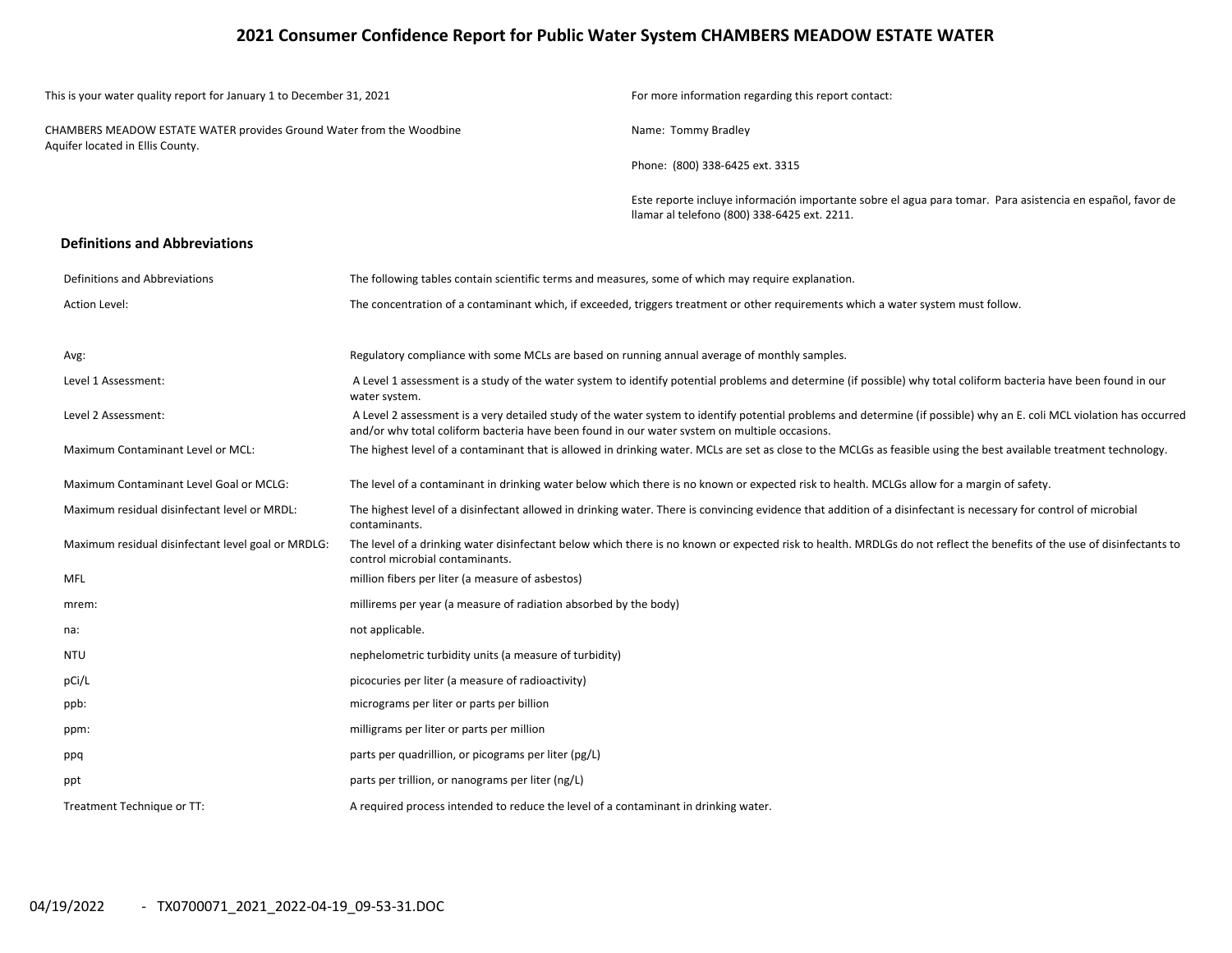# 2021 Consumer Confidence Report for Public Water System CHAMBERS MEADOW ESTATE WATER

This is your water quality report for January 1 to December 31, 2021

CHAMBERS MEADOW ESTATE WATER provides Ground Water from the Woodbine Aquifer located in Ellis County.

For more information regarding this report contact:

Name: Tommy Bradley

Phone: (800) 338-6425 ext. 3315

Este reporte incluye información importante sobre el agua para tomar. Para asistencia en español, favor de llamar al telefono (800) 338-6425 ext. 2211.

## Definitions and Abbreviations

| | |
|---|---|
| Definitions and Abbreviations | The following tables contain scientific terms and measures, some of which may require explanation. |
| Action Level: | The concentration of a contaminant which, if exceeded, triggers treatment or other requirements which a water system must follow. |
| Avg: | Regulatory compliance with some MCLs are based on running annual average of monthly samples. |
| Level 1 Assessment: | A Level 1 assessment is a study of the water system to identify potential problems and determine (if possible) why total coliform bacteria have been found in our water system. |
| Level 2 Assessment: | A Level 2 assessment is a very detailed study of the water system to identify potential problems and determine (if possible) why an E. coli MCL violation has occurred and/or why total coliform bacteria have been found in our water system on multiple occasions. |
| Maximum Contaminant Level or MCL: | The highest level of a contaminant that is allowed in drinking water. MCLs are set as close to the MCLGs as feasible using the best available treatment technology. |
| Maximum Contaminant Level Goal or MCLG: | The level of a contaminant in drinking water below which there is no known or expected risk to health. MCLGs allow for a margin of safety. |
| Maximum residual disinfectant level or MRDL: | The highest level of a disinfectant allowed in drinking water. There is convincing evidence that addition of a disinfectant is necessary for control of microbial contaminants. |
| Maximum residual disinfectant level goal or MRDLG: | The level of a drinking water disinfectant below which there is no known or expected risk to health. MRDLGs do not reflect the benefits of the use of disinfectants to control microbial contaminants. |
| MFL | million fibers per liter (a measure of asbestos) |
| mrem: | millirems per year (a measure of radiation absorbed by the body) |
| na: | not applicable. |
| NTU | nephelometric turbidity units (a measure of turbidity) |
| pCi/L | picocuries per liter (a measure of radioactivity) |
| ppb: | micrograms per liter or parts per billion |
| ppm: | milligrams per liter or parts per million |
| ppq | parts per quadrillion, or picograms per liter (pg/L) |
| ppt | parts per trillion, or nanograms per liter (ng/L) |
| Treatment Technique or TT: | A required process intended to reduce the level of a contaminant in drinking water. |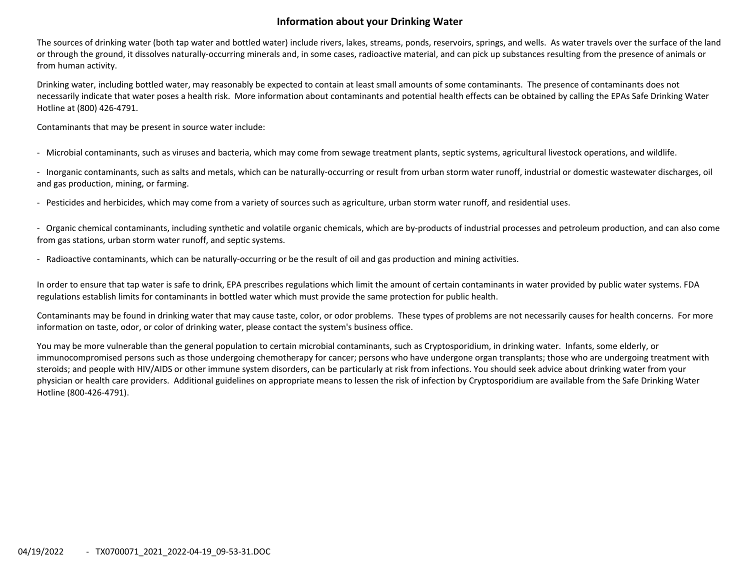# Information about your Drinking Water

The sources of drinking water (both tap water and bottled water) include rivers, lakes, streams, ponds, reservoirs, springs, and wells. As water travels over the surface of the land or through the ground, it dissolves naturally-occurring minerals and, in some cases, radioactive material, and can pick up substances resulting from the presence of animals or from human activity.

Drinking water, including bottled water, may reasonably be expected to contain at least small amounts of some contaminants. The presence of contaminants does not necessarily indicate that water poses a health risk. More information about contaminants and potential health effects can be obtained by calling the EPAs Safe Drinking Water Hotline at (800) 426-4791.

Contaminants that may be present in source water include:

- Microbial contaminants, such as viruses and bacteria, which may come from sewage treatment plants, septic systems, agricultural livestock operations, and wildlife.
- Inorganic contaminants, such as salts and metals, which can be naturally-occurring or result from urban storm water runoff, industrial or domestic wastewater discharges, oil and gas production, mining, or farming.
- Pesticides and herbicides, which may come from a variety of sources such as agriculture, urban storm water runoff, and residential uses.
- Organic chemical contaminants, including synthetic and volatile organic chemicals, which are by-products of industrial processes and petroleum production, and can also come from gas stations, urban storm water runoff, and septic systems.
- Radioactive contaminants, which can be naturally-occurring or be the result of oil and gas production and mining activities.

In order to ensure that tap water is safe to drink, EPA prescribes regulations which limit the amount of certain contaminants in water provided by public water systems. FDA regulations establish limits for contaminants in bottled water which must provide the same protection for public health.

Contaminants may be found in drinking water that may cause taste, color, or odor problems. These types of problems are not necessarily causes for health concerns. For more information on taste, odor, or color of drinking water, please contact the system's business office.

You may be more vulnerable than the general population to certain microbial contaminants, such as Cryptosporidium, in drinking water. Infants, some elderly, or immunocompromised persons such as those undergoing chemotherapy for cancer; persons who have undergone organ transplants; those who are undergoing treatment with steroids; and people with HIV/AIDS or other immune system disorders, can be particularly at risk from infections. You should seek advice about drinking water from your physician or health care providers. Additional guidelines on appropriate means to lessen the risk of infection by Cryptosporidium are available from the Safe Drinking Water Hotline (800-426-4791).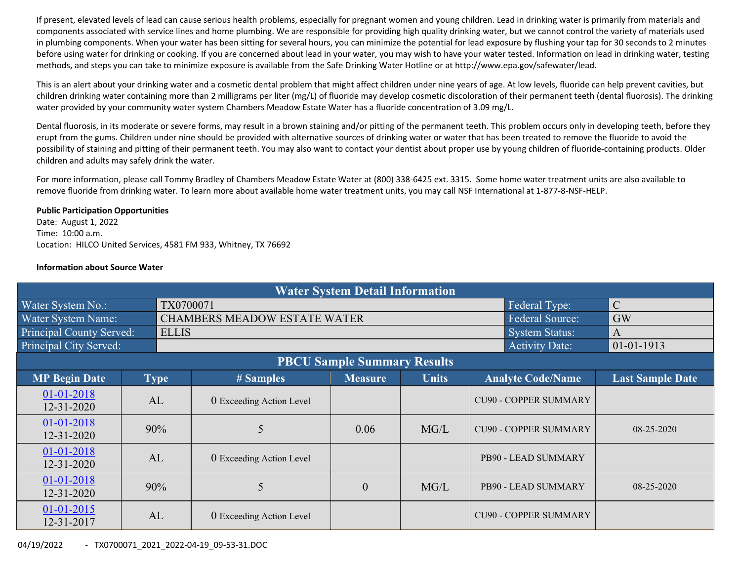If present, elevated levels of lead can cause serious health problems, especially for pregnant women and young children. Lead in drinking water is primarily from materials and components associated with service lines and home plumbing. We are responsible for providing high quality drinking water, but we cannot control the variety of materials used in plumbing components. When your water has been sitting for several hours, you can minimize the potential for lead exposure by flushing your tap for 30 seconds to 2 minutes before using water for drinking or cooking. If you are concerned about lead in your water, you may wish to have your water tested. Information on lead in drinking water, testing methods, and steps you can take to minimize exposure is available from the Safe Drinking Water Hotline or at http://www.epa.gov/safewater/lead.

This is an alert about your drinking water and a cosmetic dental problem that might affect children under nine years of age. At low levels, fluoride can help prevent cavities, but children drinking water containing more than 2 milligrams per liter (mg/L) of fluoride may develop cosmetic discoloration of their permanent teeth (dental fluorosis). The drinking water provided by your community water system Chambers Meadow Estate Water has a fluoride concentration of 3.09 mg/L.

Dental fluorosis, in its moderate or severe forms, may result in a brown staining and/or pitting of the permanent teeth. This problem occurs only in developing teeth, before they erupt from the gums. Children under nine should be provided with alternative sources of drinking water or water that has been treated to remove the fluoride to avoid the possibility of staining and pitting of their permanent teeth. You may also want to contact your dentist about proper use by young children of fluoride-containing products. Older children and adults may safely drink the water.

For more information, please call Tommy Bradley of Chambers Meadow Estate Water at (800) 338-6425 ext. 3315. Some home water treatment units are also available to remove fluoride from drinking water. To learn more about available home water treatment units, you may call NSF International at 1-877-8-NSF-HELP.

**Public Participation Opportunities**
Date: August 1, 2022
Time: 10:00 a.m.
Location: HILCO United Services, 4581 FM 933, Whitney, TX 76692

**Information about Source Water**

| Water System Detail Information | | | |
|---|---|---|---|
| Water System No.: | TX0700071 | Federal Type: | C |
| Water System Name: | CHAMBERS MEADOW ESTATE WATER | Federal Source: | GW |
| Principal County Served: | ELLIS | System Status: | A |
| Principal City Served: | | Activity Date: | 01-01-1913 |

| PBCU Sample Summary Results | | | | | | |
|---|---|---|---|---|---|---|
| **MP Begin Date** | **Type** | **# Samples** | **Measure** | **Units** | **Analyte Code/Name** | **Last Sample Date** |
| 01-01-2018 12-31-2020 | AL | 0 Exceeding Action Level | | | CU90 - COPPER SUMMARY | |
| 01-01-2018 12-31-2020 | 90% | 5 | 0.06 | MG/L | CU90 - COPPER SUMMARY | 08-25-2020 |
| 01-01-2018 12-31-2020 | AL | 0 Exceeding Action Level | | | PB90 - LEAD SUMMARY | |
| 01-01-2018 12-31-2020 | 90% | 5 | 0 | MG/L | PB90 - LEAD SUMMARY | 08-25-2020 |
| 01-01-2015 12-31-2017 | AL | 0 Exceeding Action Level | | | CU90 - COPPER SUMMARY | |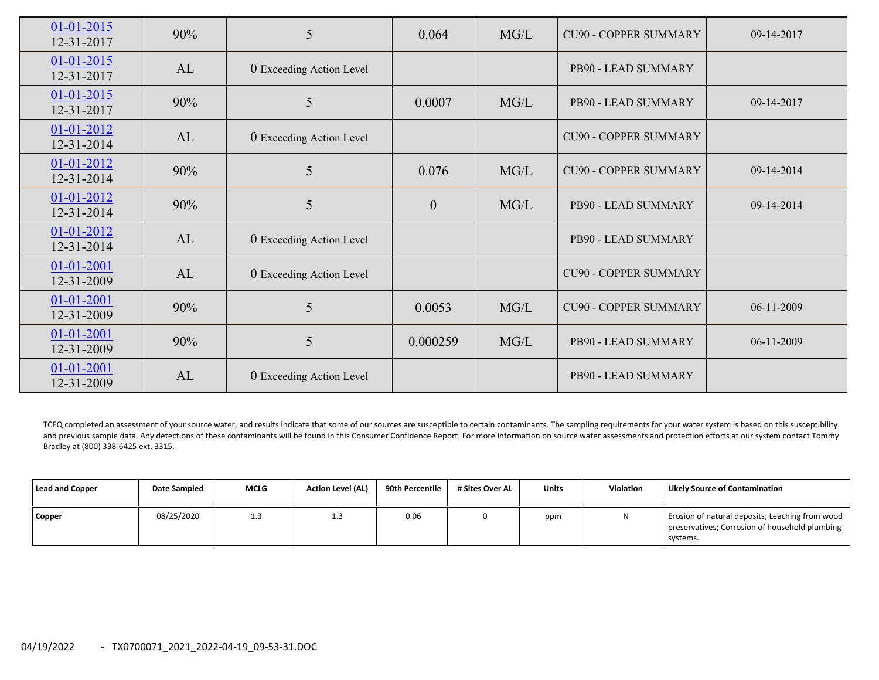| | | | | | | |
|---|---|---|---|---|---|---|
| 01-01-2015 12-31-2017 | 90% | 5 | 0.064 | MG/L | CU90 - COPPER SUMMARY | 09-14-2017 |
| 01-01-2015 12-31-2017 | AL | 0 Exceeding Action Level | | | PB90 - LEAD SUMMARY | |
| 01-01-2015 12-31-2017 | 90% | 5 | 0.0007 | MG/L | PB90 - LEAD SUMMARY | 09-14-2017 |
| 01-01-2012 12-31-2014 | AL | 0 Exceeding Action Level | | | CU90 - COPPER SUMMARY | |
| 01-01-2012 12-31-2014 | 90% | 5 | 0.076 | MG/L | CU90 - COPPER SUMMARY | 09-14-2014 |
| 01-01-2012 12-31-2014 | 90% | 5 | 0 | MG/L | PB90 - LEAD SUMMARY | 09-14-2014 |
| 01-01-2012 12-31-2014 | AL | 0 Exceeding Action Level | | | PB90 - LEAD SUMMARY | |
| 01-01-2001 12-31-2009 | AL | 0 Exceeding Action Level | | | CU90 - COPPER SUMMARY | |
| 01-01-2001 12-31-2009 | 90% | 5 | 0.0053 | MG/L | CU90 - COPPER SUMMARY | 06-11-2009 |
| 01-01-2001 12-31-2009 | 90% | 5 | 0.000259 | MG/L | PB90 - LEAD SUMMARY | 06-11-2009 |
| 01-01-2001 12-31-2009 | AL | 0 Exceeding Action Level | | | PB90 - LEAD SUMMARY | |

TCEQ completed an assessment of your source water, and results indicate that some of our sources are susceptible to certain contaminants. The sampling requirements for your water system is based on this susceptibility and previous sample data. Any detections of these contaminants will be found in this Consumer Confidence Report. For more information on source water assessments and protection efforts at our system contact Tommy Bradley at (800) 338-6425 ext. 3315.

| Lead and Copper | Date Sampled | MCLG | Action Level (AL) | 90th Percentile | # Sites Over AL | Units | Violation | Likely Source of Contamination |
|---|---|---|---|---|---|---|---|---|
| **Copper** | 08/25/2020 | 1.3 | 1.3 | 0.06 | 0 | ppm | N | Erosion of natural deposits; Leaching from wood preservatives; Corrosion of household plumbing systems. |

04/19/2022 - TX0700071_2021_2022-04-19_09-53-31.DOC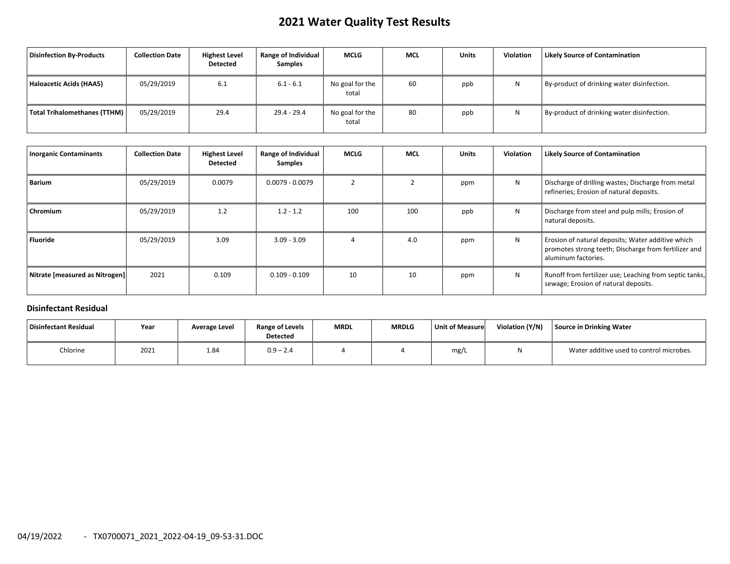# 2021 Water Quality Test Results

| Disinfection By-Products | Collection Date | Highest Level Detected | Range of Individual Samples | MCLG | MCL | Units | Violation | Likely Source of Contamination |
|---|---|---|---|---|---|---|---|---|
| Haloacetic Acids (HAA5) | 05/29/2019 | 6.1 | 6.1 - 6.1 | No goal for the total | 60 | ppb | N | By-product of drinking water disinfection. |
| Total Trihalomethanes (TTHM) | 05/29/2019 | 29.4 | 29.4 - 29.4 | No goal for the total | 80 | ppb | N | By-product of drinking water disinfection. |

| Inorganic Contaminants | Collection Date | Highest Level Detected | Range of Individual Samples | MCLG | MCL | Units | Violation | Likely Source of Contamination |
|---|---|---|---|---|---|---|---|---|
| Barium | 05/29/2019 | 0.0079 | 0.0079 - 0.0079 | 2 | 2 | ppm | N | Discharge of drilling wastes; Discharge from metal refineries; Erosion of natural deposits. |
| Chromium | 05/29/2019 | 1.2 | 1.2 - 1.2 | 100 | 100 | ppb | N | Discharge from steel and pulp mills; Erosion of natural deposits. |
| Fluoride | 05/29/2019 | 3.09 | 3.09 - 3.09 | 4 | 4.0 | ppm | N | Erosion of natural deposits; Water additive which promotes strong teeth; Discharge from fertilizer and aluminum factories. |
| Nitrate [measured as Nitrogen] | 2021 | 0.109 | 0.109 - 0.109 | 10 | 10 | ppm | N | Runoff from fertilizer use; Leaching from septic tanks, sewage; Erosion of natural deposits. |

## Disinfectant Residual

| Disinfectant Residual | Year | Average Level | Range of Levels Detected | MRDL | MRDLG | Unit of Measure | Violation (Y/N) | Source in Drinking Water |
|---|---|---|---|---|---|---|---|---|
| Chlorine | 2021 | 1.84 | 0.9 – 2.4 | 4 | 4 | mg/L | N | Water additive used to control microbes. |